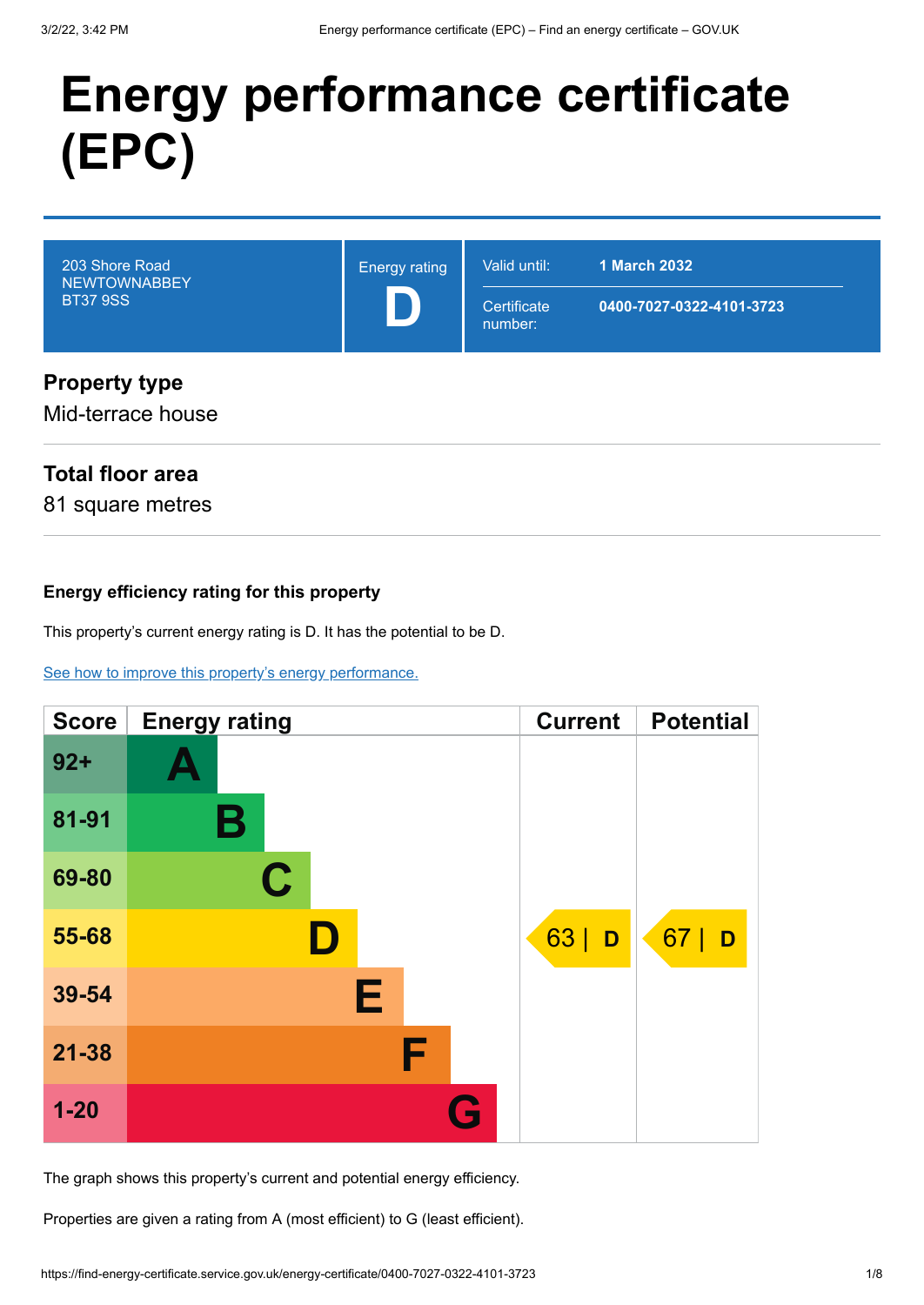# Energy performance certificate (EPC)

| | | | |
|---|---|---|---|
| 203 Shore Road<br>NEWTOWNABBEY<br>BT37 9SS | Energy rating<br>**D** | Valid until: | **1 March 2032** |
| | | Certificate number: | **0400-7027-0322-4101-3723** |

## Property type

Mid-terrace house

## Total floor area

81 square metres

### Energy efficiency rating for this property

This property's current energy rating is D. It has the potential to be D.

[See how to improve this property's energy performance.]

| Score | Energy rating | Current | Potential |
|---|---|---|---|
| 92+ | A | | |
| 81-91 | B | | |
| 69-80 | C | | |
| 55-68 | D | 63 \| D | 67 \| D |
| 39-54 | E | | |
| 21-38 | F | | |
| 1-20 | G | | |

The graph shows this property's current and potential energy efficiency.

Properties are given a rating from A (most efficient) to G (least efficient).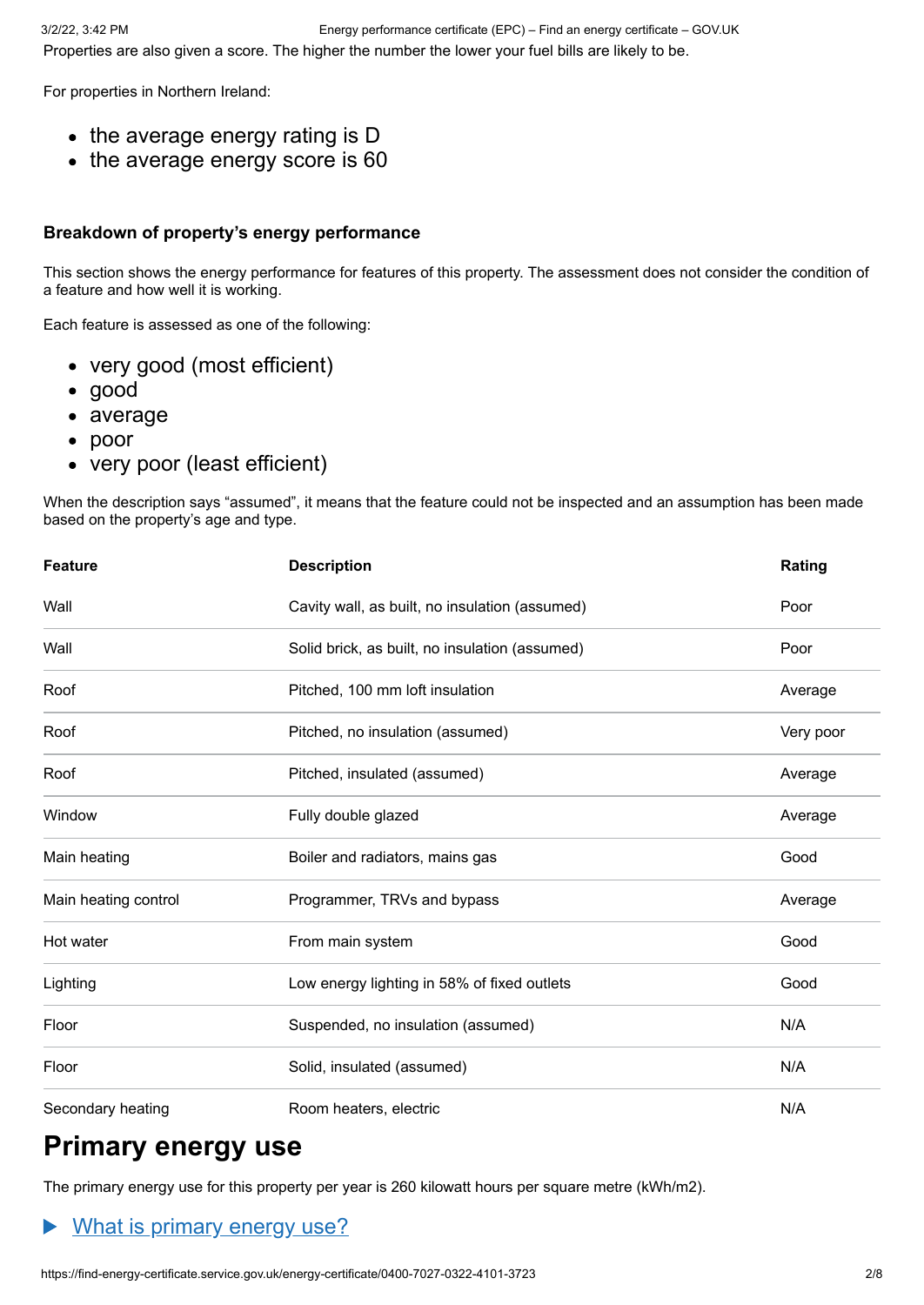Properties are also given a score. The higher the number the lower your fuel bills are likely to be.

For properties in Northern Ireland:

- the average energy rating is D
- the average energy score is 60

### Breakdown of property's energy performance

This section shows the energy performance for features of this property. The assessment does not consider the condition of a feature and how well it is working.

Each feature is assessed as one of the following:

- very good (most efficient)
- good
- average
- poor
- very poor (least efficient)

When the description says "assumed", it means that the feature could not be inspected and an assumption has been made based on the property's age and type.

| Feature | Description | Rating |
|---|---|---|
| Wall | Cavity wall, as built, no insulation (assumed) | Poor |
| Wall | Solid brick, as built, no insulation (assumed) | Poor |
| Roof | Pitched, 100 mm loft insulation | Average |
| Roof | Pitched, no insulation (assumed) | Very poor |
| Roof | Pitched, insulated (assumed) | Average |
| Window | Fully double glazed | Average |
| Main heating | Boiler and radiators, mains gas | Good |
| Main heating control | Programmer, TRVs and bypass | Average |
| Hot water | From main system | Good |
| Lighting | Low energy lighting in 58% of fixed outlets | Good |
| Floor | Suspended, no insulation (assumed) | N/A |
| Floor | Solid, insulated (assumed) | N/A |
| Secondary heating | Room heaters, electric | N/A |

# Primary energy use

The primary energy use for this property per year is 260 kilowatt hours per square metre (kWh/m2).

▶ What is primary energy use?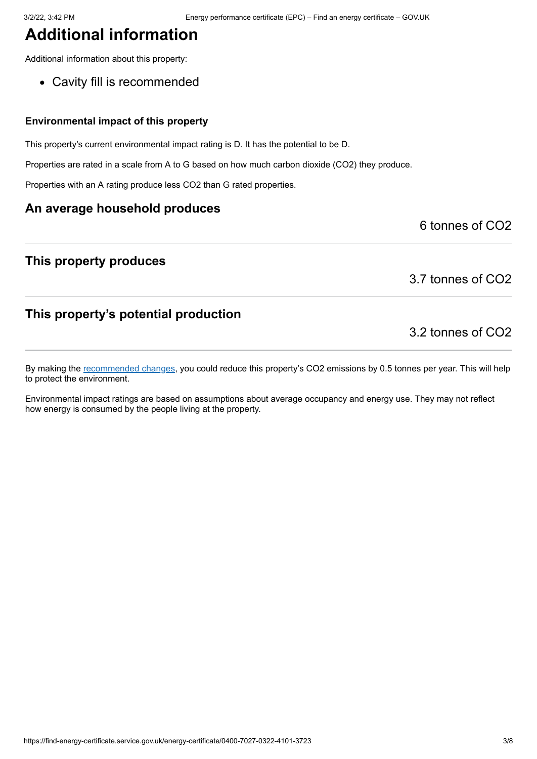# Additional information

Additional information about this property:

- Cavity fill is recommended

### Environmental impact of this property

This property's current environmental impact rating is D. It has the potential to be D.

Properties are rated in a scale from A to G based on how much carbon dioxide ($CO_2$) they produce.

Properties with an A rating produce less $CO_2$ than G rated properties.

## An average household produces

6 tonnes of $CO_2$

## This property produces

3.7 tonnes of $CO_2$

## This property's potential production

3.2 tonnes of $CO_2$

By making the recommended changes, you could reduce this property's $CO_2$ emissions by 0.5 tonnes per year. This will help to protect the environment.

Environmental impact ratings are based on assumptions about average occupancy and energy use. They may not reflect how energy is consumed by the people living at the property.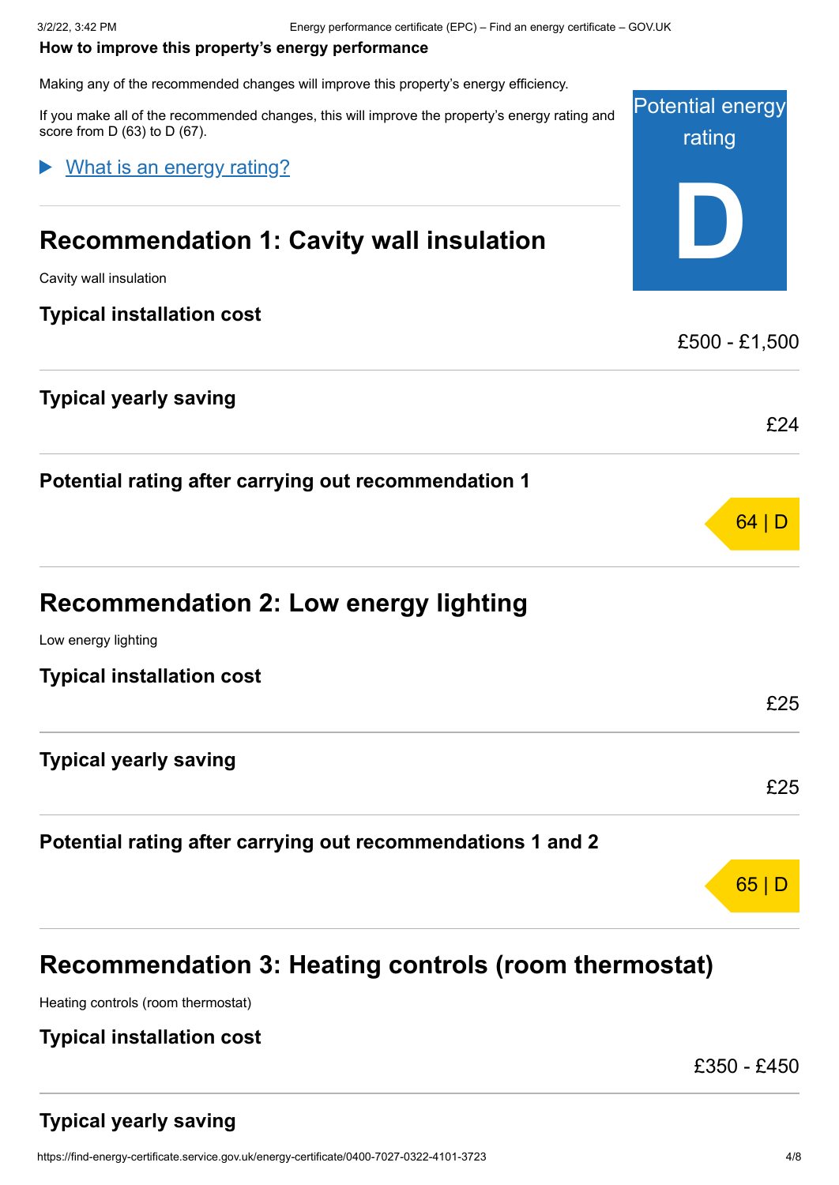**How to improve this property's energy performance**

Making any of the recommended changes will improve this property's energy efficiency.

If you make all of the recommended changes, this will improve the property's energy rating and score from D (63) to D (67).

Potential energy rating

**D**

▶ What is an energy rating?

## Recommendation 1: Cavity wall insulation

Cavity wall insulation

### Typical installation cost

£500 - £1,500

### Typical yearly saving

£24

### Potential rating after carrying out recommendation 1

64 | D

## Recommendation 2: Low energy lighting

Low energy lighting

### Typical installation cost

£25

### Typical yearly saving

£25

### Potential rating after carrying out recommendations 1 and 2

65 | D

## Recommendation 3: Heating controls (room thermostat)

Heating controls (room thermostat)

### Typical installation cost

£350 - £450

### Typical yearly saving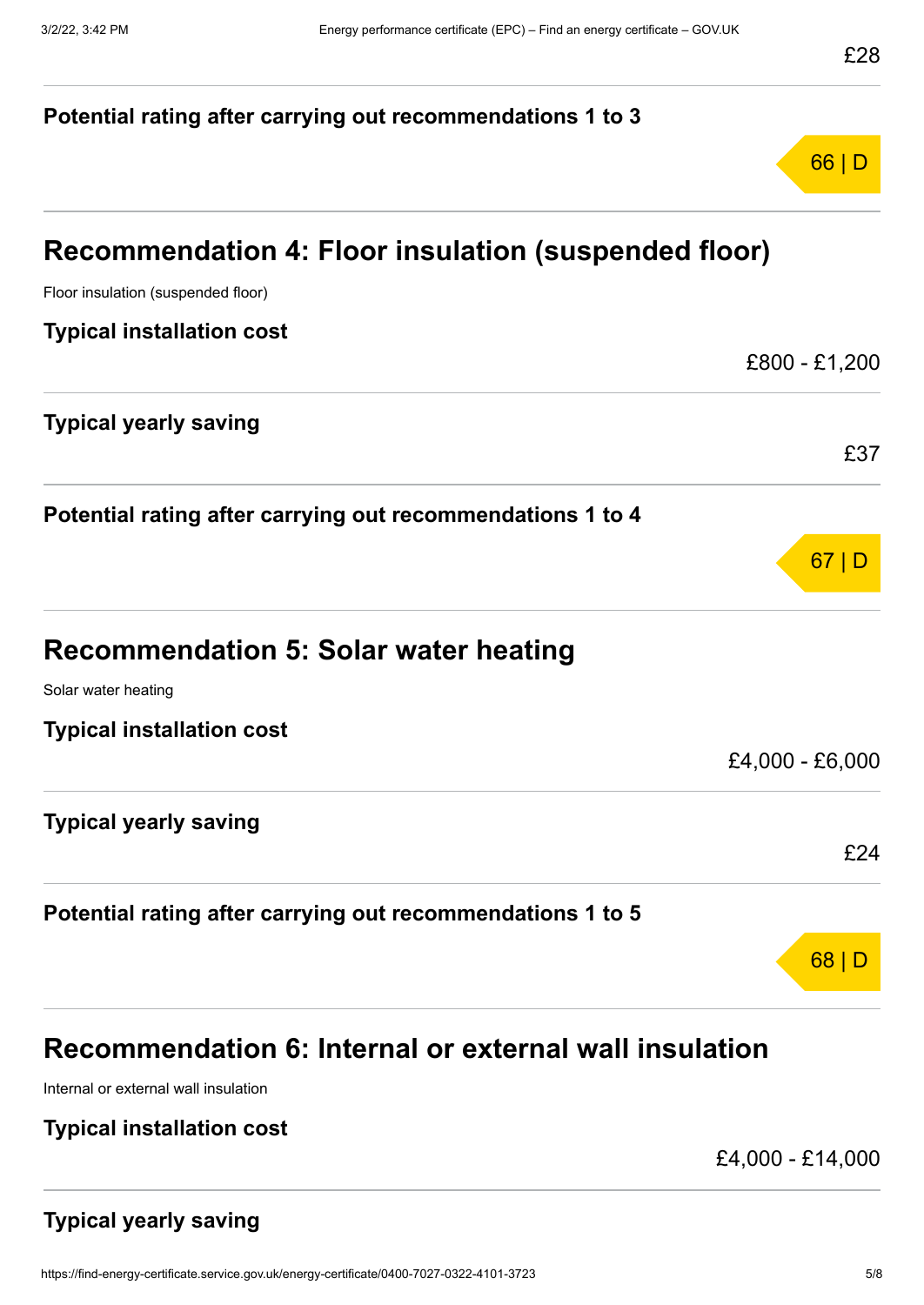£28

**Potential rating after carrying out recommendations 1 to 3**

66 | D

## Recommendation 4: Floor insulation (suspended floor)

Floor insulation (suspended floor)

**Typical installation cost**

£800 - £1,200

**Typical yearly saving**

£37

**Potential rating after carrying out recommendations 1 to 4**

67 | D

## Recommendation 5: Solar water heating

Solar water heating

**Typical installation cost**

£4,000 - £6,000

**Typical yearly saving**

£24

**Potential rating after carrying out recommendations 1 to 5**

68 | D

## Recommendation 6: Internal or external wall insulation

Internal or external wall insulation

**Typical installation cost**

£4,000 - £14,000

**Typical yearly saving**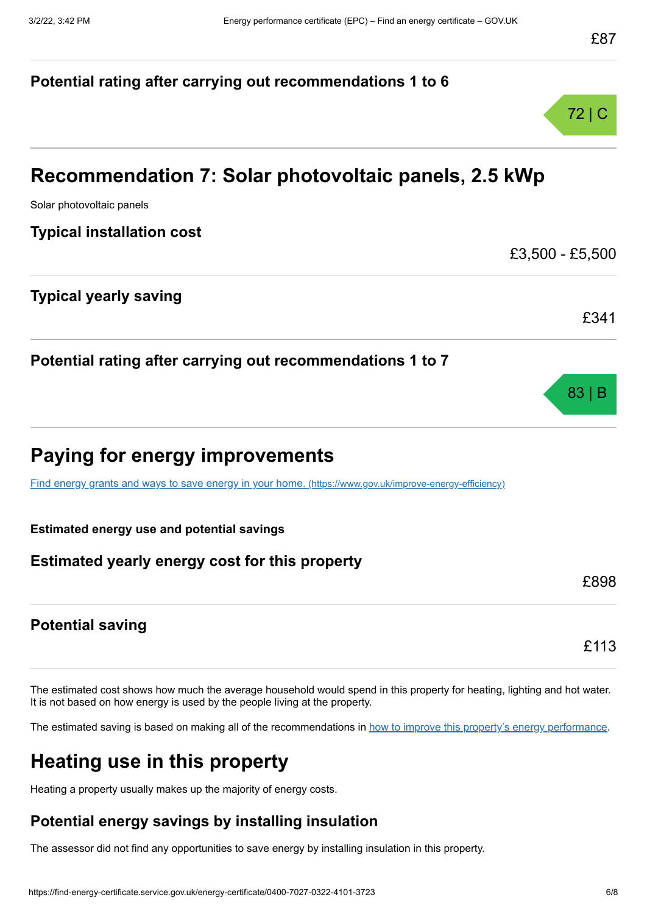£87

### Potential rating after carrying out recommendations 1 to 6

72 | C

## Recommendation 7: Solar photovoltaic panels, 2.5 kWp

Solar photovoltaic panels

### Typical installation cost

£3,500 - £5,500

### Typical yearly saving

£341

### Potential rating after carrying out recommendations 1 to 7

83 | B

## Paying for energy improvements

[Find energy grants and ways to save energy in your home. (https://www.gov.uk/improve-energy-efficiency)](https://www.gov.uk/improve-energy-efficiency)

**Estimated energy use and potential savings**

### Estimated yearly energy cost for this property

£898

### Potential saving

£113

The estimated cost shows how much the average household would spend in this property for heating, lighting and hot water. It is not based on how energy is used by the people living at the property.

The estimated saving is based on making all of the recommendations in how to improve this property's energy performance.

## Heating use in this property

Heating a property usually makes up the majority of energy costs.

### Potential energy savings by installing insulation

The assessor did not find any opportunities to save energy by installing insulation in this property.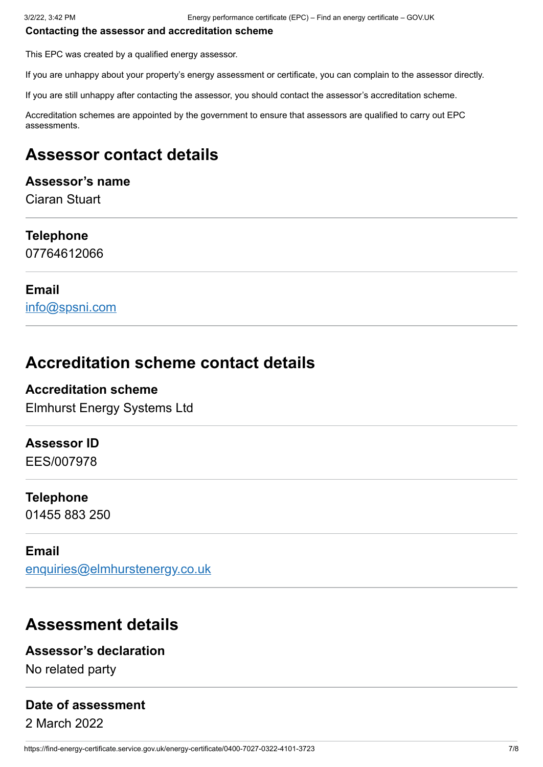**Contacting the assessor and accreditation scheme**

This EPC was created by a qualified energy assessor.

If you are unhappy about your property's energy assessment or certificate, you can complain to the assessor directly.

If you are still unhappy after contacting the assessor, you should contact the assessor's accreditation scheme.

Accreditation schemes are appointed by the government to ensure that assessors are qualified to carry out EPC assessments.

## Assessor contact details

### Assessor's name

Ciaran Stuart

### Telephone

07764612066

### Email

info@spsni.com

## Accreditation scheme contact details

### Accreditation scheme

Elmhurst Energy Systems Ltd

### Assessor ID

EES/007978

### Telephone

01455 883 250

### Email

enquiries@elmhurstenergy.co.uk

## Assessment details

### Assessor's declaration

No related party

### Date of assessment

2 March 2022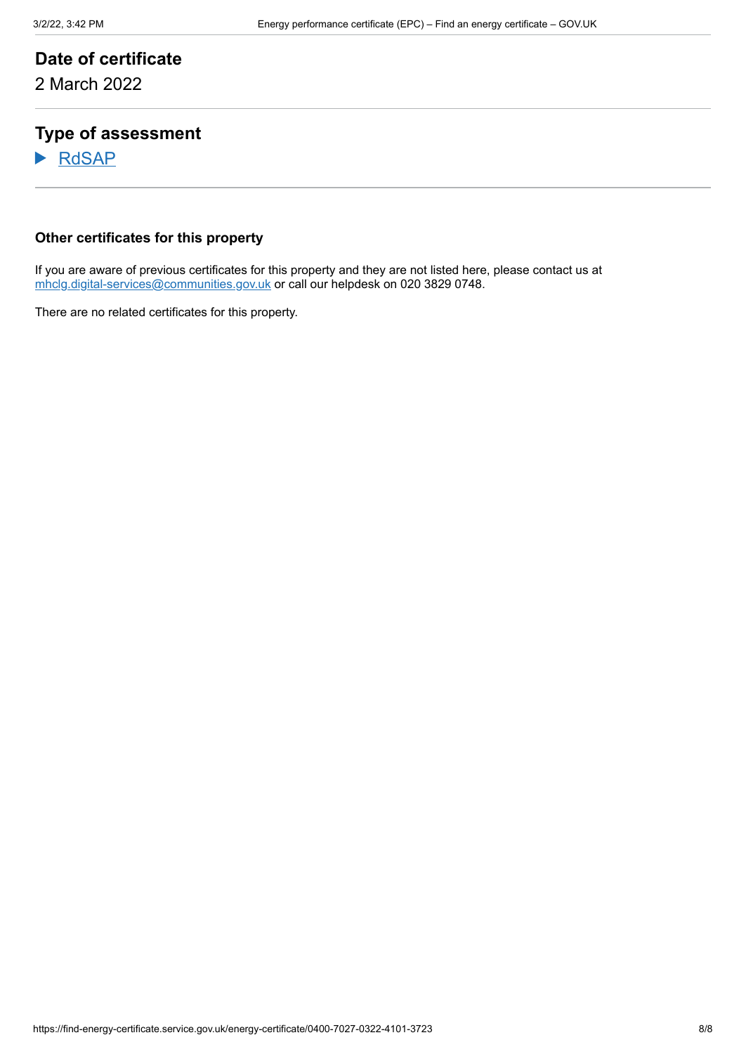## Date of certificate

2 March 2022

## Type of assessment

▶ RdSAP

### Other certificates for this property

If you are aware of previous certificates for this property and they are not listed here, please contact us at mhclg.digital-services@communities.gov.uk or call our helpdesk on 020 3829 0748.

There are no related certificates for this property.